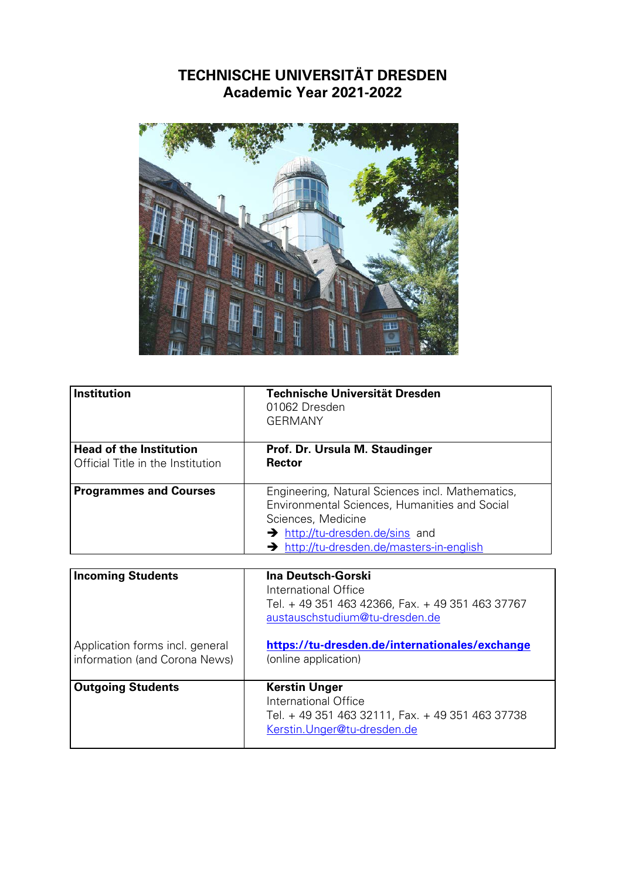# TECHNISCHE UNIVERSITÄT DRESDEN
## Academic Year 2021-2022

| | |
|---|---|
| **Institution** | **Technische Universität Dresden**<br>01062 Dresden<br>GERMANY |
| **Head of the Institution**<br>Official Title in the Institution | **Prof. Dr. Ursula M. Staudinger**<br>**Rector** |
| **Programmes and Courses** | Engineering, Natural Sciences incl. Mathematics, Environmental Sciences, Humanities and Social Sciences, Medicine<br>➔ http://tu-dresden.de/sins and<br>➔ http://tu-dresden.de/masters-in-english |

| | |
|---|---|
| **Incoming Students**<br><br><br><br>Application forms incl. general information (and Corona News) | **Ina Deutsch-Gorski**<br>International Office<br>Tel. + 49 351 463 42366, Fax. + 49 351 463 37767<br>austauschstudium@tu-dresden.de<br><br>**https://tu-dresden.de/internationales/exchange**<br>(online application) |
| **Outgoing Students** | **Kerstin Unger**<br>International Office<br>Tel. + 49 351 463 32111, Fax. + 49 351 463 37738<br>Kerstin.Unger@tu-dresden.de |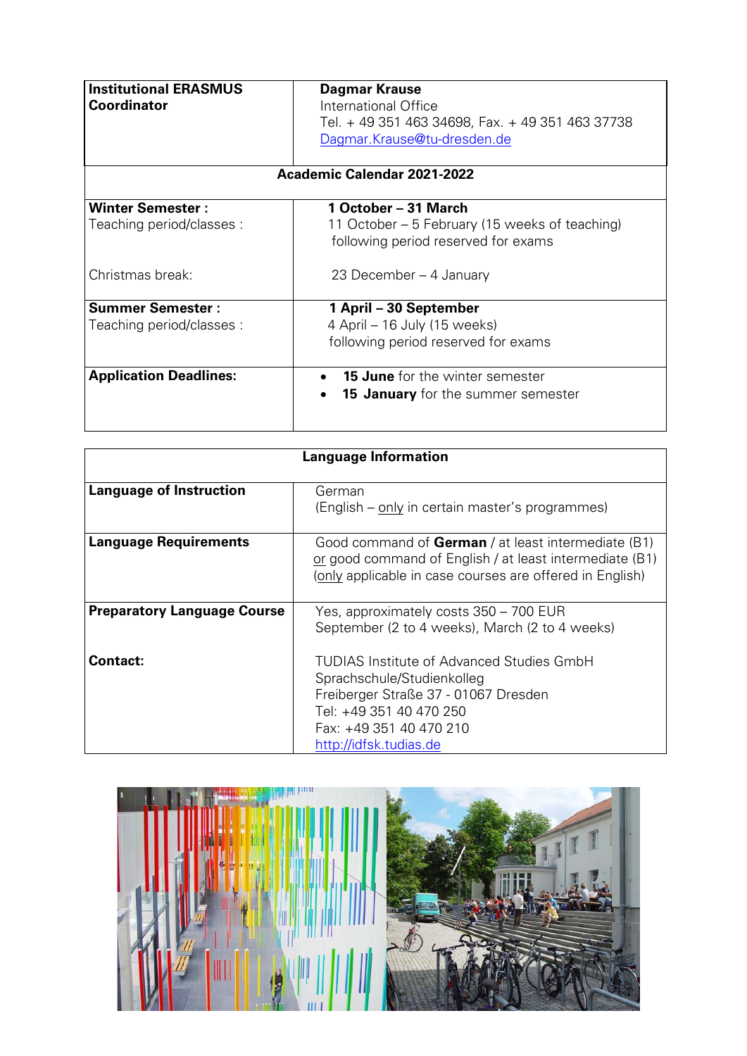| **Institutional ERASMUS Coordinator** | **Dagmar Krause**<br>International Office<br>Tel. + 49 351 463 34698, Fax. + 49 351 463 37738<br>Dagmar.Krause@tu-dresden.de |
|---|---|
| **Academic Calendar 2021-2022** | |
| **Winter Semester :**<br>Teaching period/classes :<br><br>Christmas break: | **1 October – 31 March**<br>11 October – 5 February (15 weeks of teaching) following period reserved for exams<br><br>23 December – 4 January |
| **Summer Semester :**<br>Teaching period/classes : | **1 April – 30 September**<br>4 April – 16 July (15 weeks)<br>following period reserved for exams |
| **Application Deadlines:** | • **15 June** for the winter semester<br>• **15 January** for the summer semester |

| **Language Information** | |
|---|---|
| **Language of Instruction** | German<br>(English – only in certain master's programmes) |
| **Language Requirements** | Good command of **German** / at least intermediate (B1) or good command of English / at least intermediate (B1) (only applicable in case courses are offered in English) |
| **Preparatory Language Course** | Yes, approximately costs 350 – 700 EUR<br>September (2 to 4 weeks), March (2 to 4 weeks) |
| **Contact:** | TUDIAS Institute of Advanced Studies GmbH<br>Sprachschule/Studienkolleg<br>Freiberger Straße 37 - 01067 Dresden<br>Tel: +49 351 40 470 250<br>Fax: +49 351 40 470 210<br>http://idfsk.tudias.de |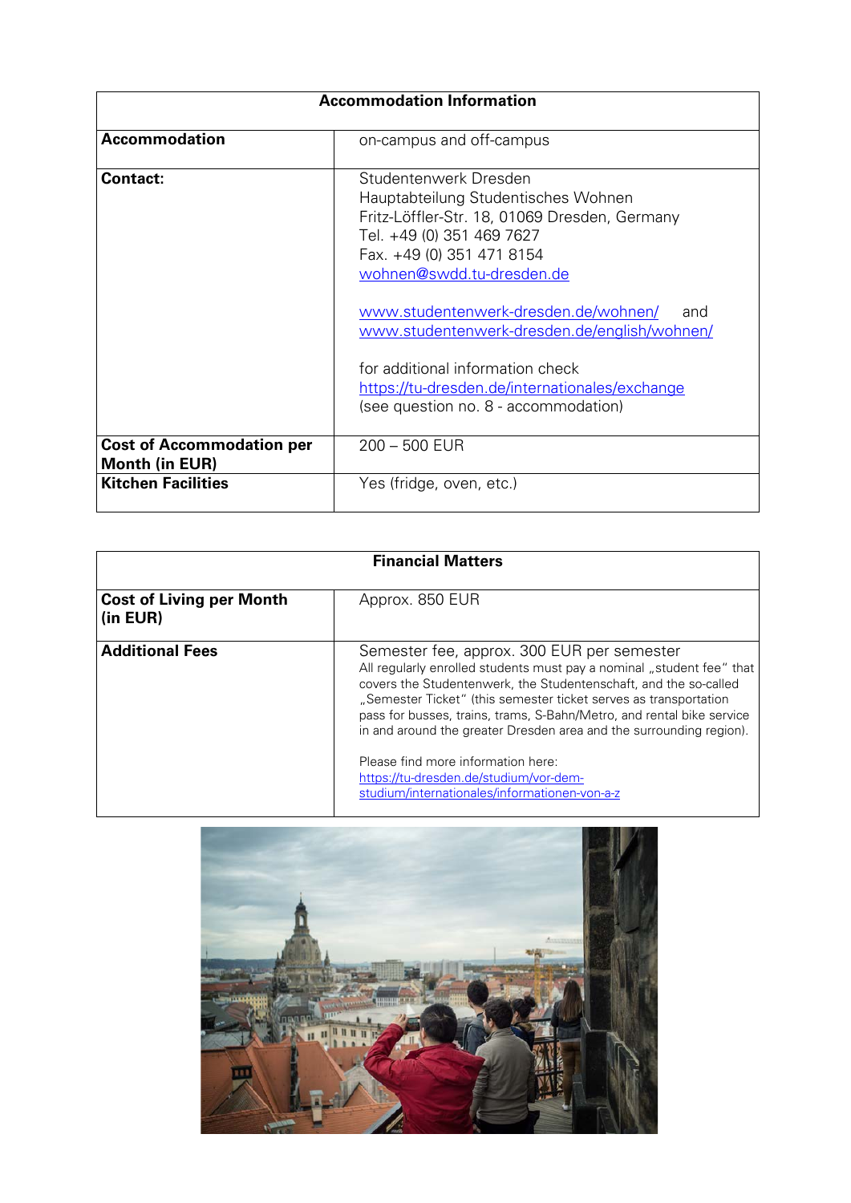| Accommodation Information | |
|---|---|
| **Accommodation** | on-campus and off-campus |
| **Contact:** | Studentenwerk Dresden<br>Hauptabteilung Studentisches Wohnen<br>Fritz-Löffler-Str. 18, 01069 Dresden, Germany<br>Tel. +49 (0) 351 469 7627<br>Fax. +49 (0) 351 471 8154<br>wohnen@swdd.tu-dresden.de<br><br>www.studentenwerk-dresden.de/wohnen/ and www.studentenwerk-dresden.de/english/wohnen/<br><br>for additional information check https://tu-dresden.de/internationales/exchange (see question no. 8 - accommodation) |
| **Cost of Accommodation per Month (in EUR)** | 200 – 500 EUR |
| **Kitchen Facilities** | Yes (fridge, oven, etc.) |

| Financial Matters | |
|---|---|
| **Cost of Living per Month (in EUR)** | Approx. 850 EUR |
| **Additional Fees** | Semester fee, approx. 300 EUR per semester<br>All regularly enrolled students must pay a nominal „student fee" that covers the Studentenwerk, the Studentenschaft, and the so-called „Semester Ticket" (this semester ticket serves as transportation pass for busses, trains, trams, S-Bahn/Metro, and rental bike service in and around the greater Dresden area and the surrounding region).<br><br>Please find more information here: https://tu-dresden.de/studium/vor-dem-studium/internationales/informationen-von-a-z |